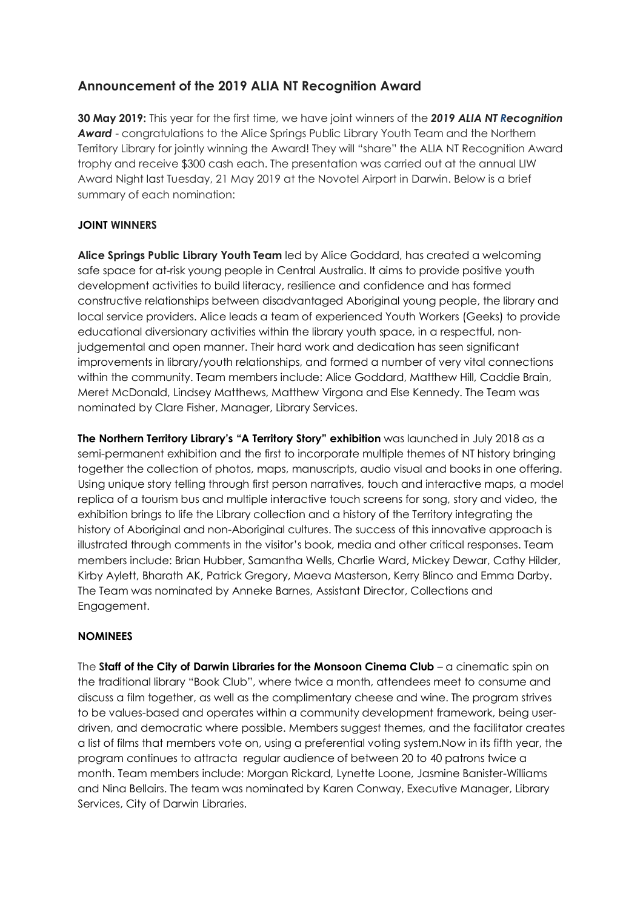## Announcement of the 2019 ALIA NT Recognition Award

**30 May 2019:** This year for the first time, we have joint winners of the ***2019 ALIA NT Recognition Award*** - congratulations to the Alice Springs Public Library Youth Team and the Northern Territory Library for jointly winning the Award! They will "share" the ALIA NT Recognition Award trophy and receive $300 cash each. The presentation was carried out at the annual LIW Award Night last Tuesday, 21 May 2019 at the Novotel Airport in Darwin. Below is a brief summary of each nomination:

### JOINT WINNERS

**Alice Springs Public Library Youth Team** led by Alice Goddard, has created a welcoming safe space for at-risk young people in Central Australia. It aims to provide positive youth development activities to build literacy, resilience and confidence and has formed constructive relationships between disadvantaged Aboriginal young people, the library and local service providers. Alice leads a team of experienced Youth Workers (Geeks) to provide educational diversionary activities within the library youth space, in a respectful, non-judgemental and open manner. Their hard work and dedication has seen significant improvements in library/youth relationships, and formed a number of very vital connections within the community. Team members include: Alice Goddard, Matthew Hill, Caddie Brain, Meret McDonald, Lindsey Matthews, Matthew Virgona and Else Kennedy. The Team was nominated by Clare Fisher, Manager, Library Services.

**The Northern Territory Library's "A Territory Story" exhibition** was launched in July 2018 as a semi-permanent exhibition and the first to incorporate multiple themes of NT history bringing together the collection of photos, maps, manuscripts, audio visual and books in one offering. Using unique story telling through first person narratives, touch and interactive maps, a model replica of a tourism bus and multiple interactive touch screens for song, story and video, the exhibition brings to life the Library collection and a history of the Territory integrating the history of Aboriginal and non-Aboriginal cultures. The success of this innovative approach is illustrated through comments in the visitor's book, media and other critical responses. Team members include: Brian Hubber, Samantha Wells, Charlie Ward, Mickey Dewar, Cathy Hilder, Kirby Aylett, Bharath AK, Patrick Gregory, Maeva Masterson, Kerry Blinco and Emma Darby. The Team was nominated by Anneke Barnes, Assistant Director, Collections and Engagement.

### NOMINEES

The **Staff of the City of Darwin Libraries for the Monsoon Cinema Club** – a cinematic spin on the traditional library "Book Club", where twice a month, attendees meet to consume and discuss a film together, as well as the complimentary cheese and wine. The program strives to be values-based and operates within a community development framework, being user-driven, and democratic where possible. Members suggest themes, and the facilitator creates a list of films that members vote on, using a preferential voting system.Now in its fifth year, the program continues to attracta regular audience of between 20 to 40 patrons twice a month. Team members include: Morgan Rickard, Lynette Loone, Jasmine Banister-Williams and Nina Bellairs. The team was nominated by Karen Conway, Executive Manager, Library Services, City of Darwin Libraries.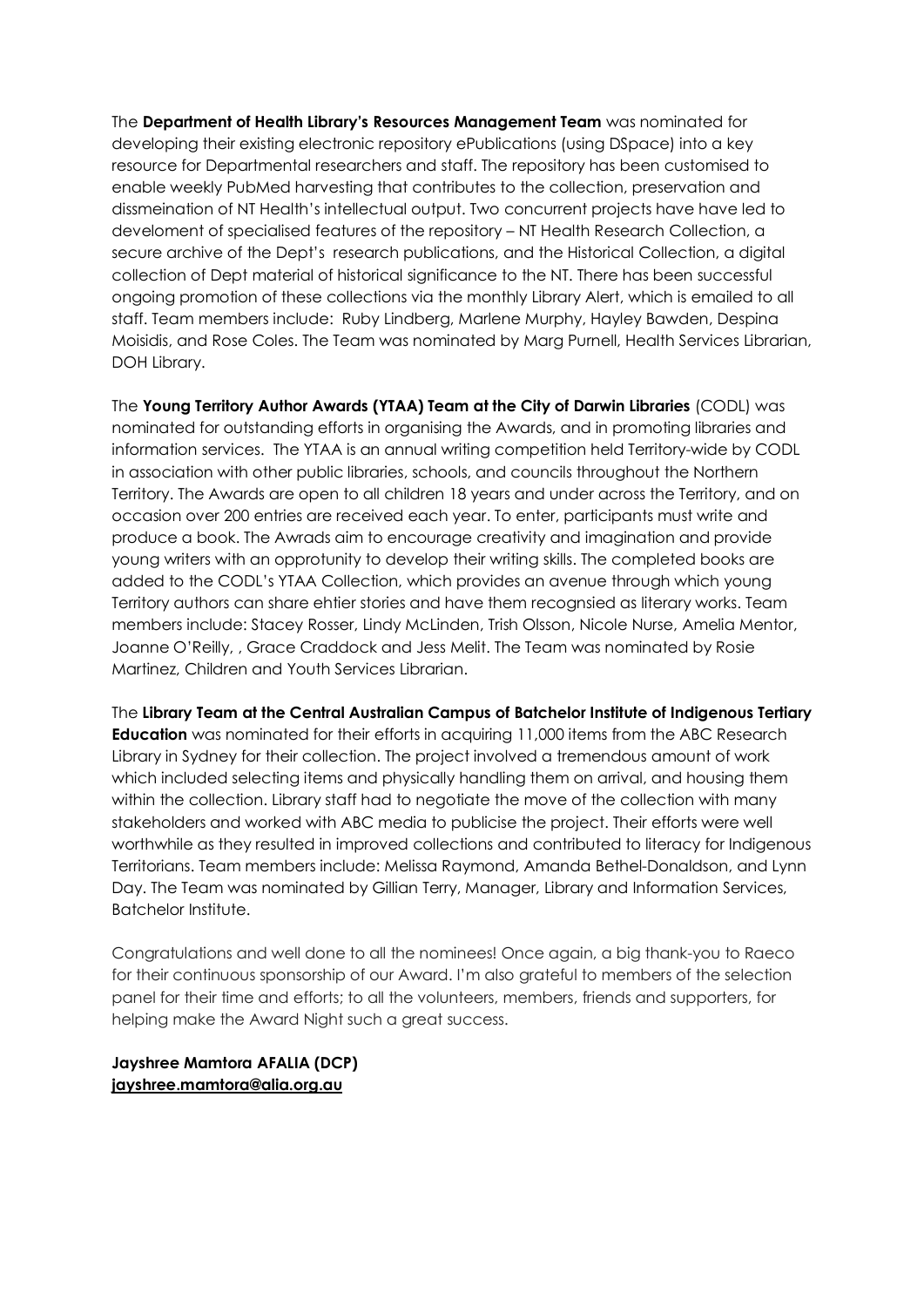The **Department of Health Library's Resources Management Team** was nominated for developing their existing electronic repository ePublications (using DSpace) into a key resource for Departmental researchers and staff. The repository has been customised to enable weekly PubMed harvesting that contributes to the collection, preservation and dissmeination of NT Health's intellectual output. Two concurrent projects have have led to develoment of specialised features of the repository – NT Health Research Collection, a secure archive of the Dept's research publications, and the Historical Collection, a digital collection of Dept material of historical significance to the NT. There has been successful ongoing promotion of these collections via the monthly Library Alert, which is emailed to all staff. Team members include: Ruby Lindberg, Marlene Murphy, Hayley Bawden, Despina Moisidis, and Rose Coles. The Team was nominated by Marg Purnell, Health Services Librarian, DOH Library.

The **Young Territory Author Awards (YTAA) Team at the City of Darwin Libraries** (CODL) was nominated for outstanding efforts in organising the Awards, and in promoting libraries and information services. The YTAA is an annual writing competition held Territory-wide by CODL in association with other public libraries, schools, and councils throughout the Northern Territory. The Awards are open to all children 18 years and under across the Territory, and on occasion over 200 entries are received each year. To enter, participants must write and produce a book. The Awrads aim to encourage creativity and imagination and provide young writers with an opprotunity to develop their writing skills. The completed books are added to the CODL's YTAA Collection, which provides an avenue through which young Territory authors can share ehtier stories and have them recognsied as literary works. Team members include: Stacey Rosser, Lindy McLinden, Trish Olsson, Nicole Nurse, Amelia Mentor, Joanne O'Reilly, , Grace Craddock and Jess Melit. The Team was nominated by Rosie Martinez, Children and Youth Services Librarian.

The **Library Team at the Central Australian Campus of Batchelor Institute of Indigenous Tertiary Education** was nominated for their efforts in acquiring 11,000 items from the ABC Research Library in Sydney for their collection. The project involved a tremendous amount of work which included selecting items and physically handling them on arrival, and housing them within the collection. Library staff had to negotiate the move of the collection with many stakeholders and worked with ABC media to publicise the project. Their efforts were well worthwhile as they resulted in improved collections and contributed to literacy for Indigenous Territorians. Team members include: Melissa Raymond, Amanda Bethel-Donaldson, and Lynn Day. The Team was nominated by Gillian Terry, Manager, Library and Information Services, Batchelor Institute.

Congratulations and well done to all the nominees! Once again, a big thank-you to Raeco for their continuous sponsorship of our Award. I'm also grateful to members of the selection panel for their time and efforts; to all the volunteers, members, friends and supporters, for helping make the Award Night such a great success.

**Jayshree Mamtora AFALIA (DCP)**
**jayshree.mamtora@alia.org.au**